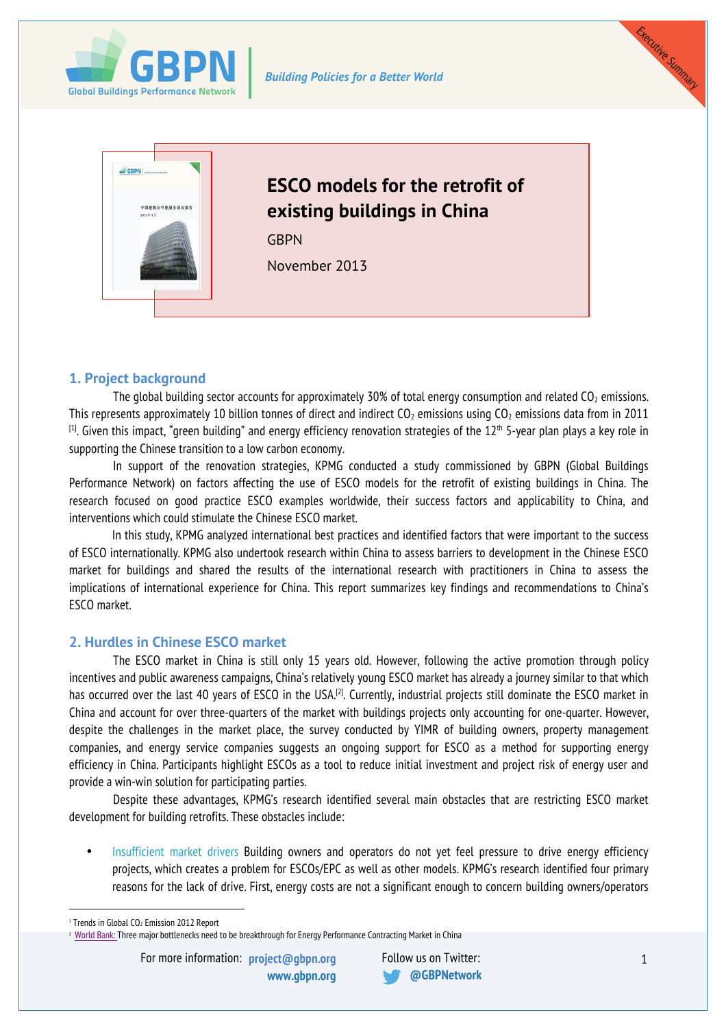# ESCO models for the retrofit of existing buildings in China

GBPN

November 2013

## 1. Project background

The global building sector accounts for approximately 30% of total energy consumption and related $CO_2$ emissions. This represents approximately 10 billion tonnes of direct and indirect $CO_2$ emissions using $CO_2$ emissions data from in 2011 [1]. Given this impact, "green building" and energy efficiency renovation strategies of the 12th 5-year plan plays a key role in supporting the Chinese transition to a low carbon economy.

In support of the renovation strategies, KPMG conducted a study commissioned by GBPN (Global Buildings Performance Network) on factors affecting the use of ESCO models for the retrofit of existing buildings in China. The research focused on good practice ESCO examples worldwide, their success factors and applicability to China, and interventions which could stimulate the Chinese ESCO market.

In this study, KPMG analyzed international best practices and identified factors that were important to the success of ESCO internationally. KPMG also undertook research within China to assess barriers to development in the Chinese ESCO market for buildings and shared the results of the international research with practitioners in China to assess the implications of international experience for China. This report summarizes key findings and recommendations to China's ESCO market.

## 2. Hurdles in Chinese ESCO market

The ESCO market in China is still only 15 years old. However, following the active promotion through policy incentives and public awareness campaigns, China's relatively young ESCO market has already a journey similar to that which has occurred over the last 40 years of ESCO in the USA.[2]. Currently, industrial projects still dominate the ESCO market in China and account for over three-quarters of the market with buildings projects only accounting for one-quarter. However, despite the challenges in the market place, the survey conducted by YIMR of building owners, property management companies, and energy service companies suggests an ongoing support for ESCO as a method for supporting energy efficiency in China. Participants highlight ESCOs as a tool to reduce initial investment and project risk of energy user and provide a win-win solution for participating parties.

Despite these advantages, KPMG's research identified several main obstacles that are restricting ESCO market development for building retrofits. These obstacles include:

- Insufficient market drivers Building owners and operators do not yet feel pressure to drive energy efficiency projects, which creates a problem for ESCOs/EPC as well as other models. KPMG's research identified four primary reasons for the lack of drive. First, energy costs are not a significant enough to concern building owners/operators

---

[1] Trends in Global $CO_2$ Emission 2012 Report

[2] World Bank: Three major bottlenecks need to be breakthrough for Energy Performance Contracting Market in China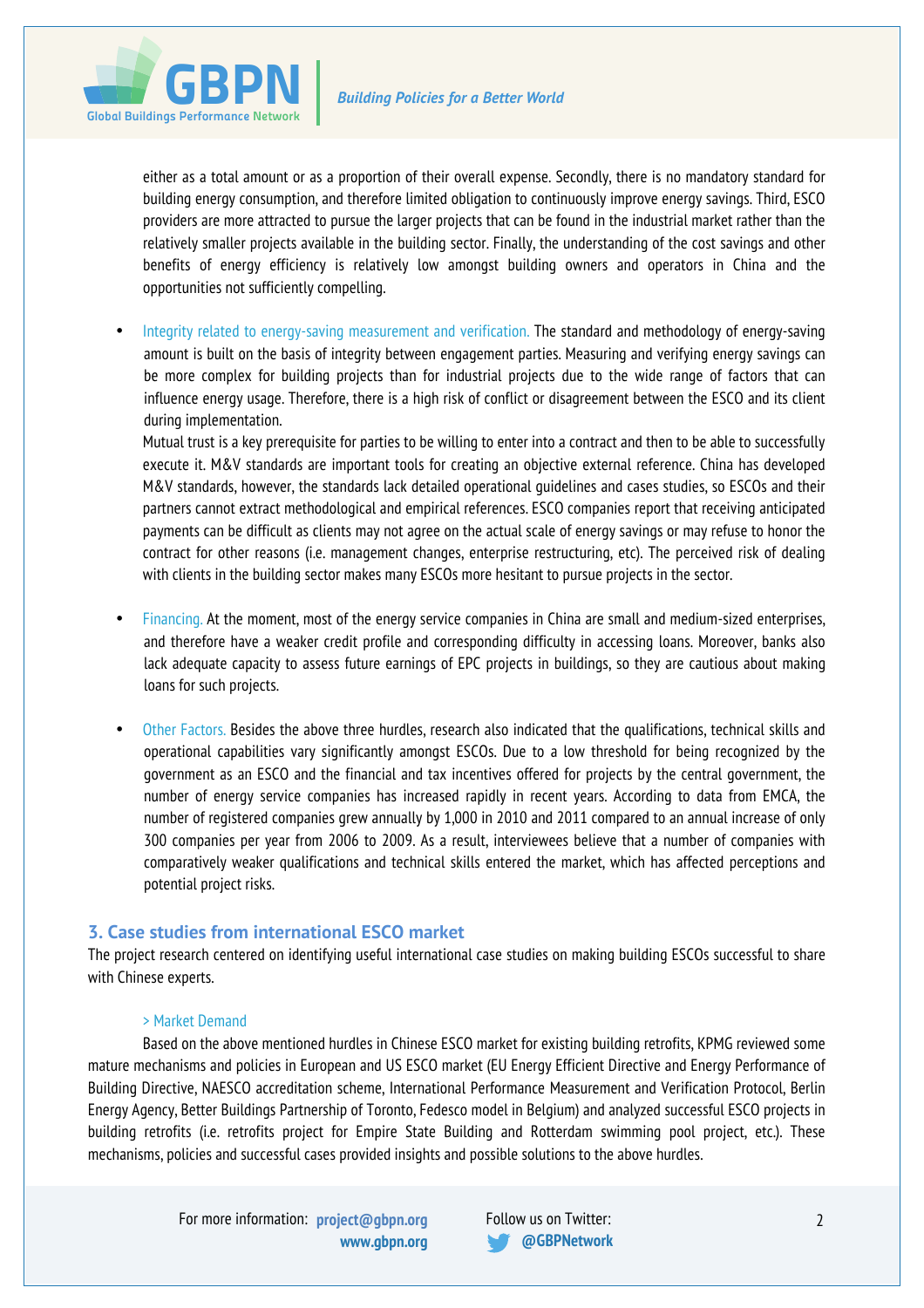either as a total amount or as a proportion of their overall expense. Secondly, there is no mandatory standard for building energy consumption, and therefore limited obligation to continuously improve energy savings. Third, ESCO providers are more attracted to pursue the larger projects that can be found in the industrial market rather than the relatively smaller projects available in the building sector. Finally, the understanding of the cost savings and other benefits of energy efficiency is relatively low amongst building owners and operators in China and the opportunities not sufficiently compelling.

- Integrity related to energy-saving measurement and verification. The standard and methodology of energy-saving amount is built on the basis of integrity between engagement parties. Measuring and verifying energy savings can be more complex for building projects than for industrial projects due to the wide range of factors that can influence energy usage. Therefore, there is a high risk of conflict or disagreement between the ESCO and its client during implementation.
  Mutual trust is a key prerequisite for parties to be willing to enter into a contract and then to be able to successfully execute it. M&V standards are important tools for creating an objective external reference. China has developed M&V standards, however, the standards lack detailed operational guidelines and cases studies, so ESCOs and their partners cannot extract methodological and empirical references. ESCO companies report that receiving anticipated payments can be difficult as clients may not agree on the actual scale of energy savings or may refuse to honor the contract for other reasons (i.e. management changes, enterprise restructuring, etc). The perceived risk of dealing with clients in the building sector makes many ESCOs more hesitant to pursue projects in the sector.

- Financing. At the moment, most of the energy service companies in China are small and medium-sized enterprises, and therefore have a weaker credit profile and corresponding difficulty in accessing loans. Moreover, banks also lack adequate capacity to assess future earnings of EPC projects in buildings, so they are cautious about making loans for such projects.

- Other Factors. Besides the above three hurdles, research also indicated that the qualifications, technical skills and operational capabilities vary significantly amongst ESCOs. Due to a low threshold for being recognized by the government as an ESCO and the financial and tax incentives offered for projects by the central government, the number of energy service companies has increased rapidly in recent years. According to data from EMCA, the number of registered companies grew annually by 1,000 in 2010 and 2011 compared to an annual increase of only 300 companies per year from 2006 to 2009. As a result, interviewees believe that a number of companies with comparatively weaker qualifications and technical skills entered the market, which has affected perceptions and potential project risks.

## 3. Case studies from international ESCO market

The project research centered on identifying useful international case studies on making building ESCOs successful to share with Chinese experts.

> Market Demand

Based on the above mentioned hurdles in Chinese ESCO market for existing building retrofits, KPMG reviewed some mature mechanisms and policies in European and US ESCO market (EU Energy Efficient Directive and Energy Performance of Building Directive, NAESCO accreditation scheme, International Performance Measurement and Verification Protocol, Berlin Energy Agency, Better Buildings Partnership of Toronto, Fedesco model in Belgium) and analyzed successful ESCO projects in building retrofits (i.e. retrofits project for Empire State Building and Rotterdam swimming pool project, etc.). These mechanisms, policies and successful cases provided insights and possible solutions to the above hurdles.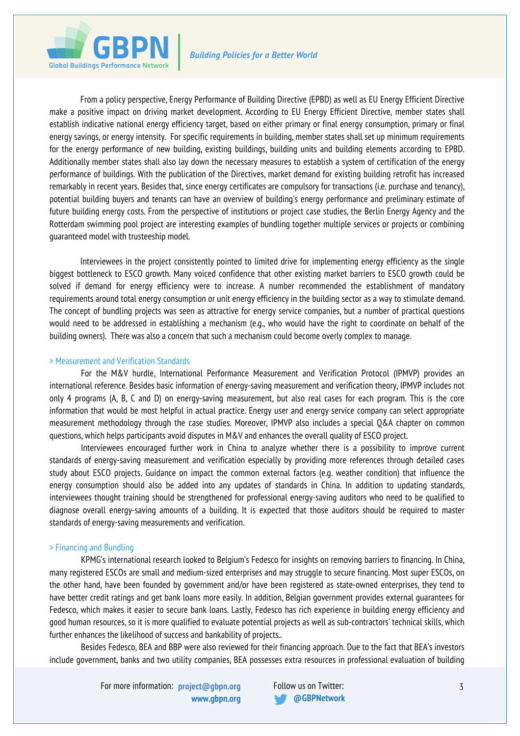From a policy perspective, Energy Performance of Building Directive (EPBD) as well as EU Energy Efficient Directive make a positive impact on driving market development. According to EU Energy Efficient Directive, member states shall establish indicative national energy efficiency target, based on either primary or final energy consumption, primary or final energy savings, or energy intensity. For specific requirements in building, member states shall set up minimum requirements for the energy performance of new building, existing buildings, building units and building elements according to EPBD. Additionally member states shall also lay down the necessary measures to establish a system of certification of the energy performance of buildings. With the publication of the Directives, market demand for existing building retrofit has increased remarkably in recent years. Besides that, since energy certificates are compulsory for transactions (i.e. purchase and tenancy), potential building buyers and tenants can have an overview of building's energy performance and preliminary estimate of future building energy costs. From the perspective of institutions or project case studies, the Berlin Energy Agency and the Rotterdam swimming pool project are interesting examples of bundling together multiple services or projects or combining guaranteed model with trusteeship model.

Interviewees in the project consistently pointed to limited drive for implementing energy efficiency as the single biggest bottleneck to ESCO growth. Many voiced confidence that other existing market barriers to ESCO growth could be solved if demand for energy efficiency were to increase. A number recommended the establishment of mandatory requirements around total energy consumption or unit energy efficiency in the building sector as a way to stimulate demand. The concept of bundling projects was seen as attractive for energy service companies, but a number of practical questions would need to be addressed in establishing a mechanism (e.g., who would have the right to coordinate on behalf of the building owners). There was also a concern that such a mechanism could become overly complex to manage.

### > Measurement and Verification Standards

For the M&V hurdle, International Performance Measurement and Verification Protocol (IPMVP) provides an international reference. Besides basic information of energy-saving measurement and verification theory, IPMVP includes not only 4 programs (A, B, C and D) on energy-saving measurement, but also real cases for each program. This is the core information that would be most helpful in actual practice. Energy user and energy service company can select appropriate measurement methodology through the case studies. Moreover, IPMVP also includes a special Q&A chapter on common questions, which helps participants avoid disputes in M&V and enhances the overall quality of ESCO project.

Interviewees encouraged further work in China to analyze whether there is a possibility to improve current standards of energy-saving measurement and verification especially by providing more references through detailed cases study about ESCO projects. Guidance on impact the common external factors (e.g. weather condition) that influence the energy consumption should also be added into any updates of standards in China. In addition to updating standards, interviewees thought training should be strengthened for professional energy-saving auditors who need to be qualified to diagnose overall energy-saving amounts of a building. It is expected that those auditors should be required to master standards of energy-saving measurements and verification.

### > Financing and Bundling

KPMG's international research looked to Belgium's Fedesco for insights on removing barriers to financing. In China, many registered ESCOs are small and medium-sized enterprises and may struggle to secure financing. Most super ESCOs, on the other hand, have been founded by government and/or have been registered as state-owned enterprises, they tend to have better credit ratings and get bank loans more easily. In addition, Belgian government provides external guarantees for Fedesco, which makes it easier to secure bank loans. Lastly, Fedesco has rich experience in building energy efficiency and good human resources, so it is more qualified to evaluate potential projects as well as sub-contractors' technical skills, which further enhances the likelihood of success and bankability of projects..

Besides Fedesco, BEA and BBP were also reviewed for their financing approach. Due to the fact that BEA's investors include government, banks and two utility companies, BEA possesses extra resources in professional evaluation of building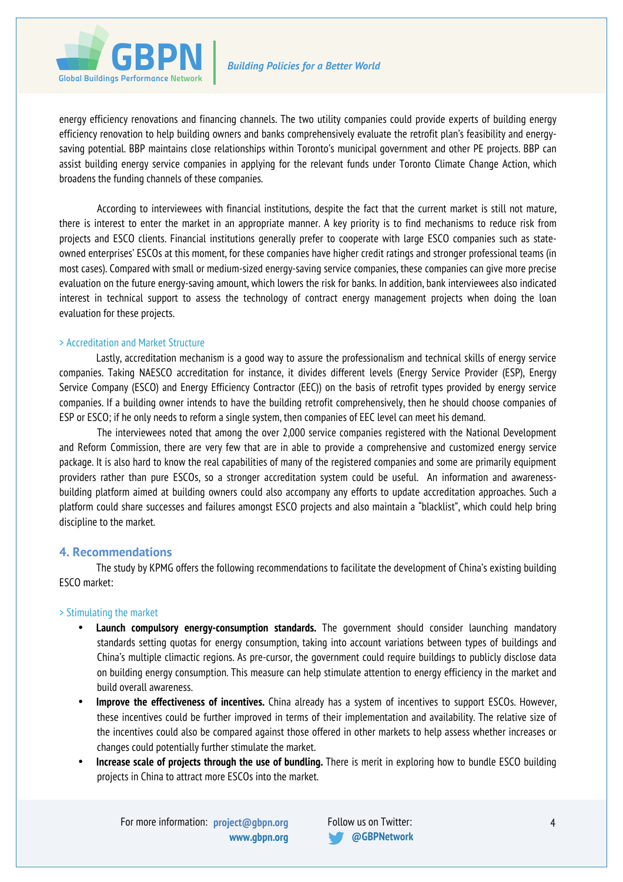energy efficiency renovations and financing channels. The two utility companies could provide experts of building energy efficiency renovation to help building owners and banks comprehensively evaluate the retrofit plan's feasibility and energy-saving potential. BBP maintains close relationships within Toronto's municipal government and other PE projects. BBP can assist building energy service companies in applying for the relevant funds under Toronto Climate Change Action, which broadens the funding channels of these companies.

According to interviewees with financial institutions, despite the fact that the current market is still not mature, there is interest to enter the market in an appropriate manner. A key priority is to find mechanisms to reduce risk from projects and ESCO clients. Financial institutions generally prefer to cooperate with large ESCO companies such as state-owned enterprises' ESCOs at this moment, for these companies have higher credit ratings and stronger professional teams (in most cases). Compared with small or medium-sized energy-saving service companies, these companies can give more precise evaluation on the future energy-saving amount, which lowers the risk for banks. In addition, bank interviewees also indicated interest in technical support to assess the technology of contract energy management projects when doing the loan evaluation for these projects.

### > Accreditation and Market Structure

Lastly, accreditation mechanism is a good way to assure the professionalism and technical skills of energy service companies. Taking NAESCO accreditation for instance, it divides different levels (Energy Service Provider (ESP), Energy Service Company (ESCO) and Energy Efficiency Contractor (EEC)) on the basis of retrofit types provided by energy service companies. If a building owner intends to have the building retrofit comprehensively, then he should choose companies of ESP or ESCO; if he only needs to reform a single system, then companies of EEC level can meet his demand.

The interviewees noted that among the over 2,000 service companies registered with the National Development and Reform Commission, there are very few that are in able to provide a comprehensive and customized energy service package. It is also hard to know the real capabilities of many of the registered companies and some are primarily equipment providers rather than pure ESCOs, so a stronger accreditation system could be useful. An information and awareness-building platform aimed at building owners could also accompany any efforts to update accreditation approaches. Such a platform could share successes and failures amongst ESCO projects and also maintain a "blacklist", which could help bring discipline to the market.

## 4. Recommendations

The study by KPMG offers the following recommendations to facilitate the development of China's existing building ESCO market:

### > Stimulating the market

- **Launch compulsory energy-consumption standards.** The government should consider launching mandatory standards setting quotas for energy consumption, taking into account variations between types of buildings and China's multiple climactic regions. As pre-cursor, the government could require buildings to publicly disclose data on building energy consumption. This measure can help stimulate attention to energy efficiency in the market and build overall awareness.
- **Improve the effectiveness of incentives.** China already has a system of incentives to support ESCOs. However, these incentives could be further improved in terms of their implementation and availability. The relative size of the incentives could also be compared against those offered in other markets to help assess whether increases or changes could potentially further stimulate the market.
- **Increase scale of projects through the use of bundling.** There is merit in exploring how to bundle ESCO building projects in China to attract more ESCOs into the market.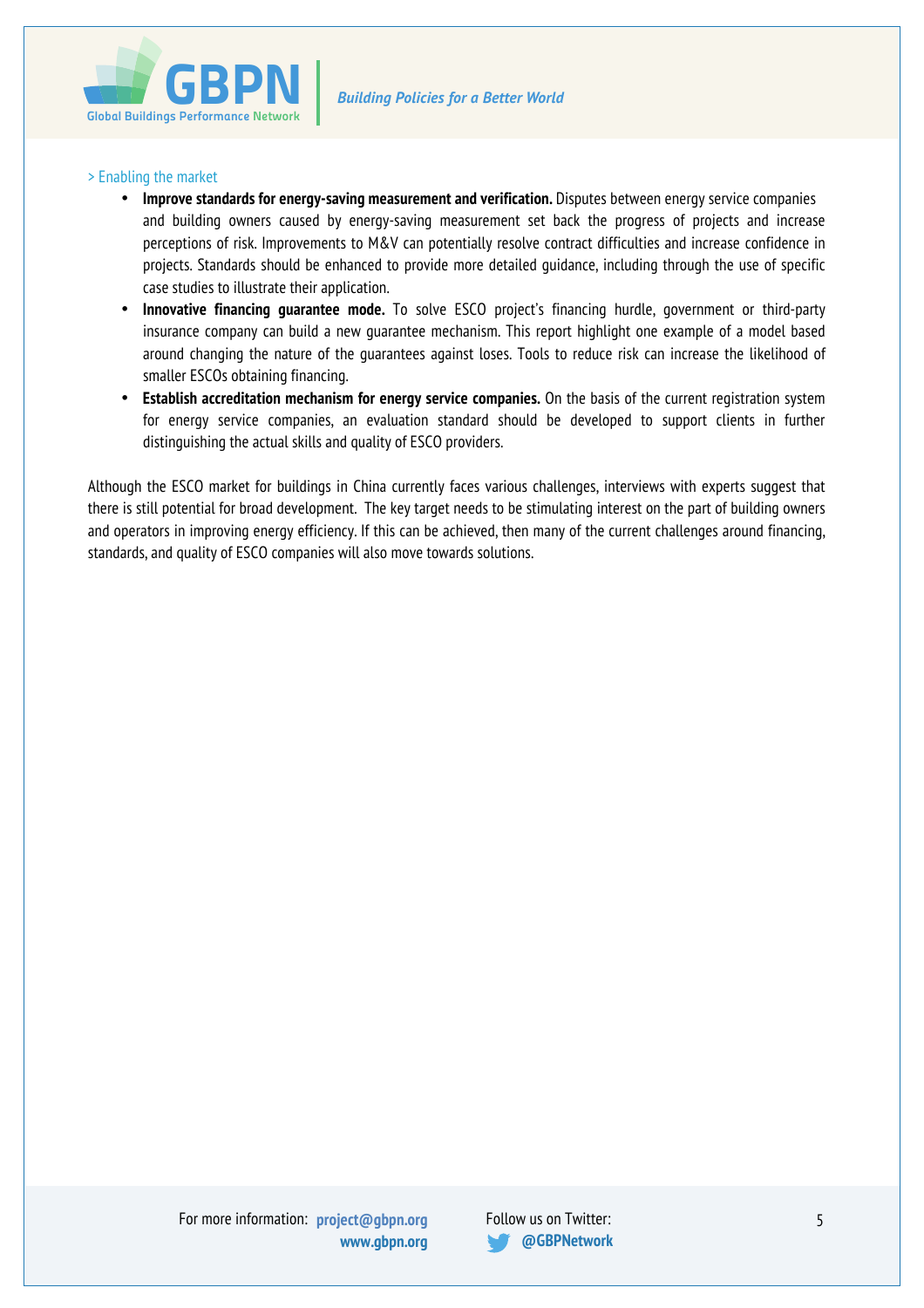> Enabling the market

- **Improve standards for energy-saving measurement and verification.** Disputes between energy service companies and building owners caused by energy-saving measurement set back the progress of projects and increase perceptions of risk. Improvements to M&V can potentially resolve contract difficulties and increase confidence in projects. Standards should be enhanced to provide more detailed guidance, including through the use of specific case studies to illustrate their application.
- **Innovative financing guarantee mode.** To solve ESCO project's financing hurdle, government or third-party insurance company can build a new guarantee mechanism. This report highlight one example of a model based around changing the nature of the guarantees against loses. Tools to reduce risk can increase the likelihood of smaller ESCOs obtaining financing.
- **Establish accreditation mechanism for energy service companies.** On the basis of the current registration system for energy service companies, an evaluation standard should be developed to support clients in further distinguishing the actual skills and quality of ESCO providers.

Although the ESCO market for buildings in China currently faces various challenges, interviews with experts suggest that there is still potential for broad development. The key target needs to be stimulating interest on the part of building owners and operators in improving energy efficiency. If this can be achieved, then many of the current challenges around financing, standards, and quality of ESCO companies will also move towards solutions.